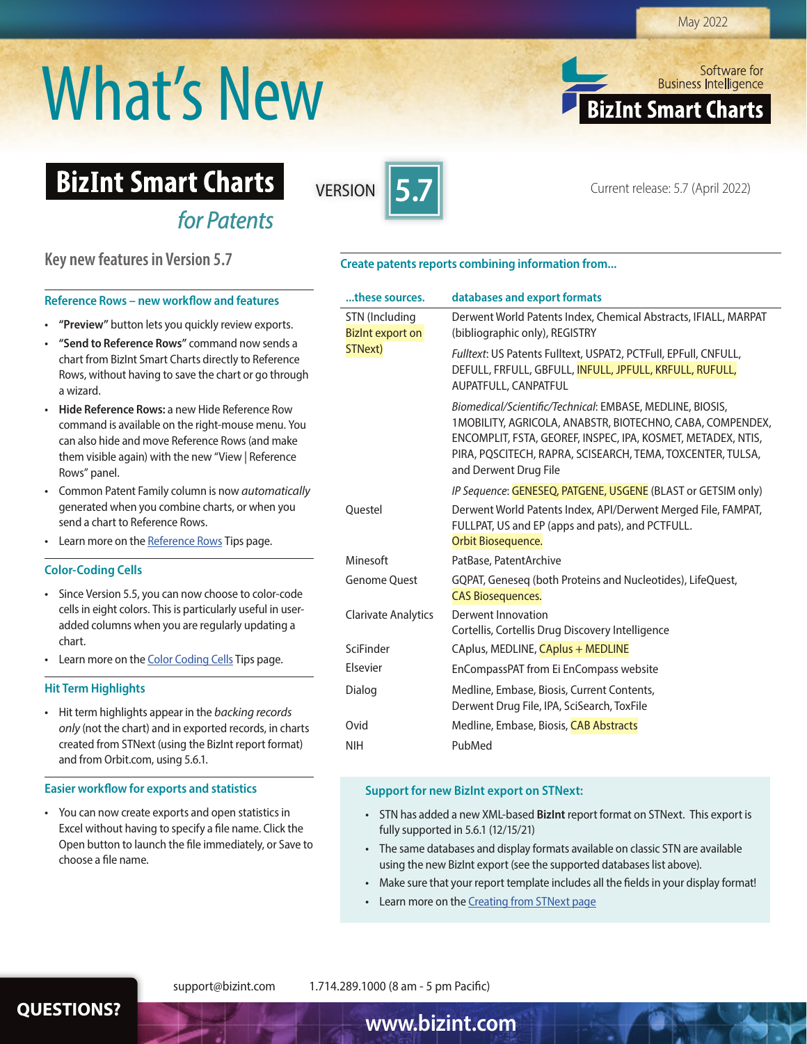May 2022

# What's New

Software for Business Intelligence
**BizInt Smart Charts**

## BizInt Smart Charts *for Patents*

VERSION **5.7**

Current release: 5.7 (April 2022)

### Key new features in Version 5.7

#### Reference Rows – new workflow and features

- **"Preview"** button lets you quickly review exports.
- **"Send to Reference Rows"** command now sends a chart from BizInt Smart Charts directly to Reference Rows, without having to save the chart or go through a wizard.
- **Hide Reference Rows:** a new Hide Reference Row command is available on the right-mouse menu. You can also hide and move Reference Rows (and make them visible again) with the new "View | Reference Rows" panel.
- Common Patent Family column is now *automatically* generated when you combine charts, or when you send a chart to Reference Rows.
- Learn more on the Reference Rows Tips page.

#### Color-Coding Cells

- Since Version 5.5, you can now choose to color-code cells in eight colors. This is particularly useful in user-added columns when you are regularly updating a chart.
- Learn more on the Color Coding Cells Tips page.

#### Hit Term Highlights

- Hit term highlights appear in the *backing records only* (not the chart) and in exported records, in charts created from STNext (using the BizInt report format) and from Orbit.com, using 5.6.1.

#### Easier workflow for exports and statistics

- You can now create exports and open statistics in Excel without having to specify a file name. Click the Open button to launch the file immediately, or Save to choose a file name.

#### Create patents reports combining information from...

| ...these sources. | databases and export formats |
|---|---|
| STN (Including BizInt export on STNext) | Derwent World Patents Index, Chemical Abstracts, IFIALL, MARPAT (bibliographic only), REGISTRY<br>*Fulltext*: US Patents Fulltext, USPAT2, PCTFull, EPFull, CNFULL, DEFULL, FRFULL, GBFULL, INFULL, JPFULL, KRFULL, RUFULL, AUPATFULL, CANPATFUL<br>*Biomedical/Scientific/Technical*: EMBASE, MEDLINE, BIOSIS, 1MOBILITY, AGRICOLA, ANABSTR, BIOTECHNO, CABA, COMPENDEX, ENCOMPLIT, FSTA, GEOREF, INSPEC, IPA, KOSMET, METADEX, NTIS, PIRA, PQSCITECH, RAPRA, SCISEARCH, TEMA, TOXCENTER, TULSA, and Derwent Drug File<br>*IP Sequence*: GENESEQ, PATGENE, USGENE (BLAST or GETSIM only) |
| Questel | Derwent World Patents Index, API/Derwent Merged File, FAMPAT, FULLPAT, US and EP (apps and pats), and PCTFULL. Orbit Biosequence. |
| Minesoft | PatBase, PatentArchive |
| Genome Quest | GQPAT, Geneseq (both Proteins and Nucleotides), LifeQuest, CAS Biosequences. |
| Clarivate Analytics | Derwent Innovation<br>Cortellis, Cortellis Drug Discovery Intelligence |
| SciFinder | CAplus, MEDLINE, CAplus + MEDLINE |
| Elsevier | EnCompassPAT from Ei EnCompass website |
| Dialog | Medline, Embase, Biosis, Current Contents, Derwent Drug File, IPA, SciSearch, ToxFile |
| Ovid | Medline, Embase, Biosis, CAB Abstracts |
| NIH | PubMed |

#### Support for new BizInt export on STNext:

- STN has added a new XML-based **BizInt** report format on STNext. This export is fully supported in 5.6.1 (12/15/21)
- The same databases and display formats available on classic STN are available using the new BizInt export (see the supported databases list above).
- Make sure that your report template includes all the fields in your display format!
- Learn more on the Creating from STNext page

**QUESTIONS?** support@bizint.com 1.714.289.1000 (8 am - 5 pm Pacific)

www.bizint.com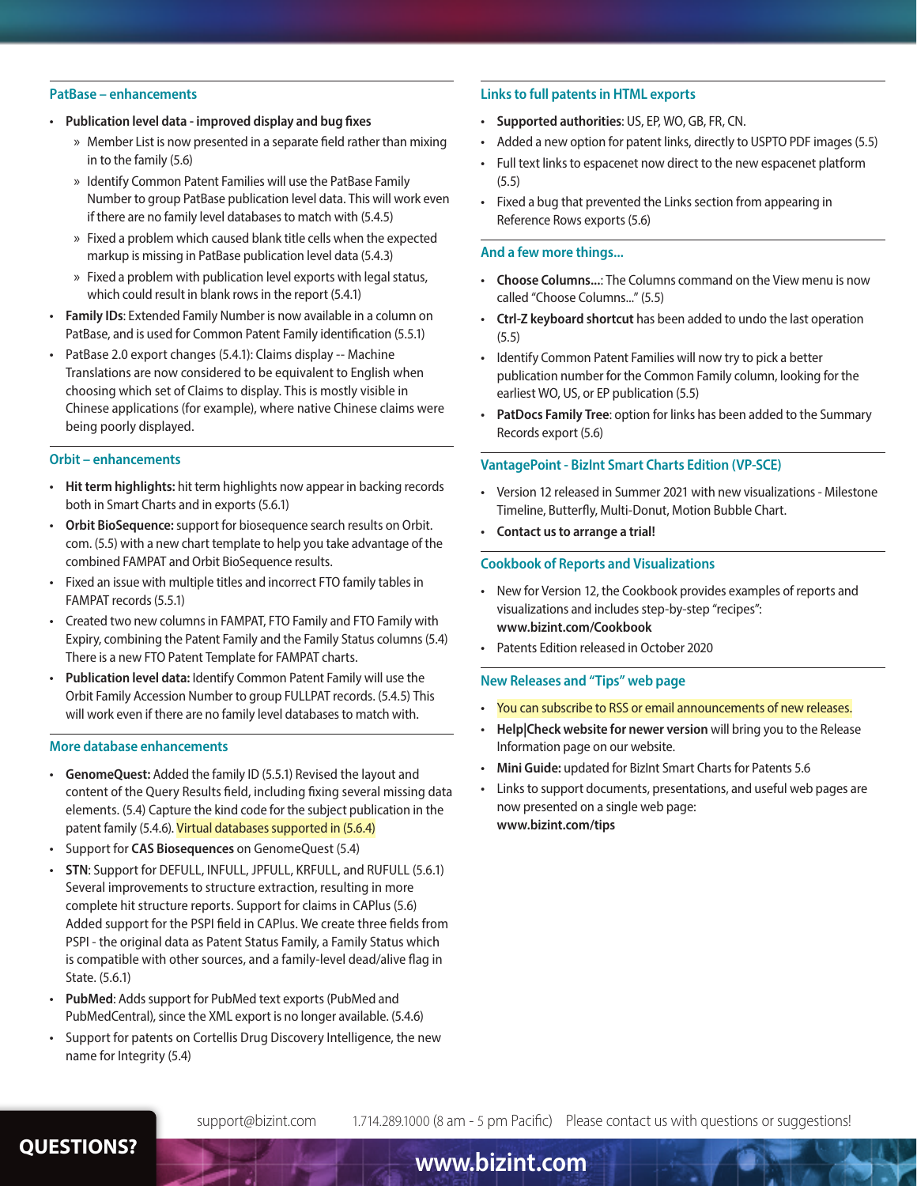## PatBase – enhancements

- **Publication level data - improved display and bug fixes**
  - » Member List is now presented in a separate field rather than mixing in to the family (5.6)
  - » Identify Common Patent Families will use the PatBase Family Number to group PatBase publication level data. This will work even if there are no family level databases to match with (5.4.5)
  - » Fixed a problem which caused blank title cells when the expected markup is missing in PatBase publication level data (5.4.3)
  - » Fixed a problem with publication level exports with legal status, which could result in blank rows in the report (5.4.1)
- **Family IDs**: Extended Family Number is now available in a column on PatBase, and is used for Common Patent Family identification (5.5.1)
- PatBase 2.0 export changes (5.4.1): Claims display -- Machine Translations are now considered to be equivalent to English when choosing which set of Claims to display. This is mostly visible in Chinese applications (for example), where native Chinese claims were being poorly displayed.

## Orbit – enhancements

- **Hit term highlights:** hit term highlights now appear in backing records both in Smart Charts and in exports (5.6.1)
- **Orbit BioSequence:** support for biosequence search results on Orbit.com. (5.5) with a new chart template to help you take advantage of the combined FAMPAT and Orbit BioSequence results.
- Fixed an issue with multiple titles and incorrect FTO family tables in FAMPAT records (5.5.1)
- Created two new columns in FAMPAT, FTO Family and FTO Family with Expiry, combining the Patent Family and the Family Status columns (5.4) There is a new FTO Patent Template for FAMPAT charts.
- **Publication level data:** Identify Common Patent Family will use the Orbit Family Accession Number to group FULLPAT records. (5.4.5) This will work even if there are no family level databases to match with.

## More database enhancements

- **GenomeQuest:** Added the family ID (5.5.1) Revised the layout and content of the Query Results field, including fixing several missing data elements. (5.4) Capture the kind code for the subject publication in the patent family (5.4.6). Virtual databases supported in (5.6.4)
- Support for **CAS Biosequences** on GenomeQuest (5.4)
- **STN**: Support for DEFULL, INFULL, JPFULL, KRFULL, and RUFULL (5.6.1) Several improvements to structure extraction, resulting in more complete hit structure reports. Support for claims in CAPlus (5.6) Added support for the PSPI field in CAPlus. We create three fields from PSPI - the original data as Patent Status Family, a Family Status which is compatible with other sources, and a family-level dead/alive flag in State. (5.6.1)
- **PubMed**: Adds support for PubMed text exports (PubMed and PubMedCentral), since the XML export is no longer available. (5.4.6)
- Support for patents on Cortellis Drug Discovery Intelligence, the new name for Integrity (5.4)

## Links to full patents in HTML exports

- **Supported authorities**: US, EP, WO, GB, FR, CN.
- Added a new option for patent links, directly to USPTO PDF images (5.5)
- Full text links to espacenet now direct to the new espacenet platform (5.5)
- Fixed a bug that prevented the Links section from appearing in Reference Rows exports (5.6)

## And a few more things...

- **Choose Columns...**: The Columns command on the View menu is now called "Choose Columns..." (5.5)
- **Ctrl-Z keyboard shortcut** has been added to undo the last operation (5.5)
- Identify Common Patent Families will now try to pick a better publication number for the Common Family column, looking for the earliest WO, US, or EP publication (5.5)
- **PatDocs Family Tree**: option for links has been added to the Summary Records export (5.6)

## VantagePoint - BizInt Smart Charts Edition (VP-SCE)

- Version 12 released in Summer 2021 with new visualizations - Milestone Timeline, Butterfly, Multi-Donut, Motion Bubble Chart.
- **Contact us to arrange a trial!**

## Cookbook of Reports and Visualizations

- New for Version 12, the Cookbook provides examples of reports and visualizations and includes step-by-step "recipes": **www.bizint.com/Cookbook**
- Patents Edition released in October 2020

## New Releases and "Tips" web page

- You can subscribe to RSS or email announcements of new releases.
- **Help|Check website for newer version** will bring you to the Release Information page on our website.
- **Mini Guide:** updated for BizInt Smart Charts for Patents 5.6
- Links to support documents, presentations, and useful web pages are now presented on a single web page: **www.bizint.com/tips**

**QUESTIONS?** support@bizint.com 1.714.289.1000 (8 am - 5 pm Pacific) Please contact us with questions or suggestions!

**www.bizint.com**